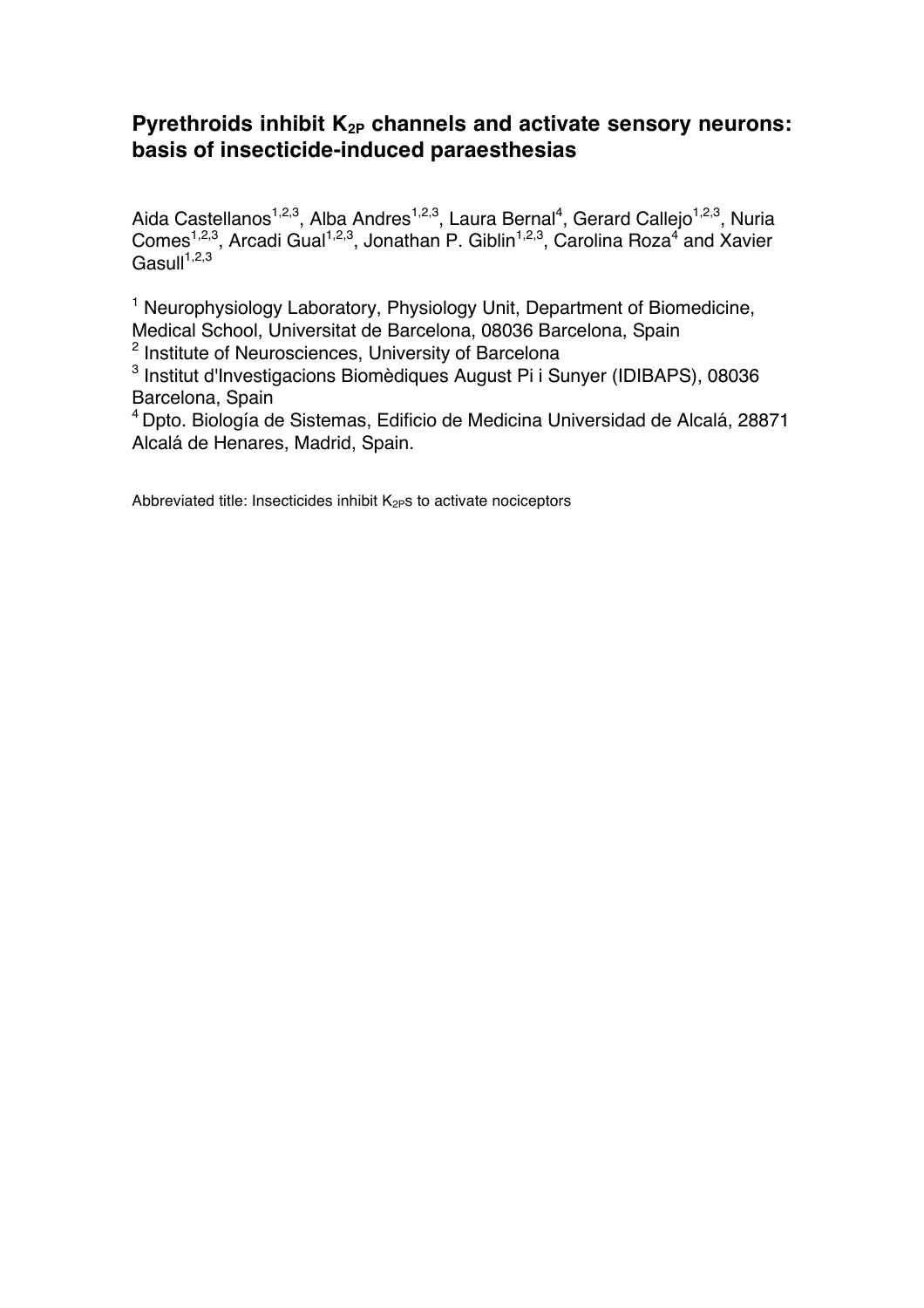# Pyrethroids inhibit $K_{2P}$ channels and activate sensory neurons: basis of insecticide-induced paraesthesias

Aida Castellanos[1,2,3], Alba Andres[1,2,3], Laura Bernal[4], Gerard Callejo[1,2,3], Nuria Comes[1,2,3], Arcadi Gual[1,2,3], Jonathan P. Giblin[1,2,3], Carolina Roza[4] and Xavier Gasull[1,2,3]

[1] Neurophysiology Laboratory, Physiology Unit, Department of Biomedicine, Medical School, Universitat de Barcelona, 08036 Barcelona, Spain

[2] Institute of Neurosciences, University of Barcelona

[3] Institut d'Investigacions Biomèdiques August Pi i Sunyer (IDIBAPS), 08036 Barcelona, Spain

[4] Dpto. Biología de Sistemas, Edificio de Medicina Universidad de Alcalá, 28871 Alcalá de Henares, Madrid, Spain.

Abbreviated title: Insecticides inhibit $K_{2P}$s to activate nociceptors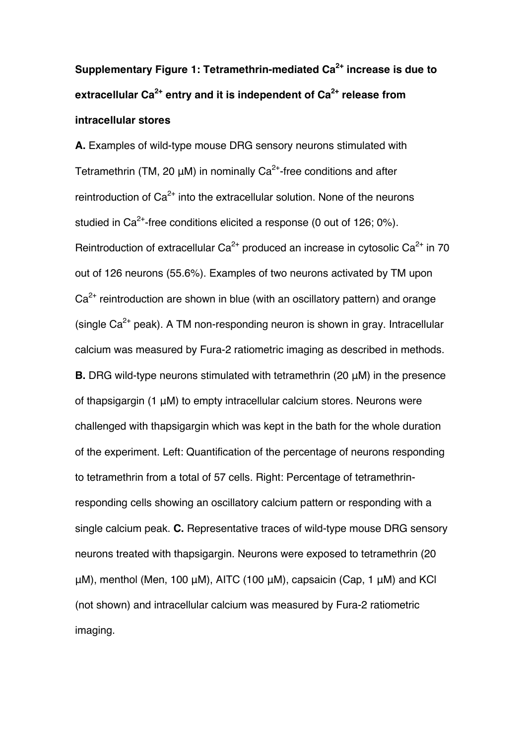**Supplementary Figure 1: Tetramethrin-mediated $Ca^{2+}$ increase is due to extracellular $Ca^{2+}$ entry and it is independent of $Ca^{2+}$ release from intracellular stores**

**A.** Examples of wild-type mouse DRG sensory neurons stimulated with Tetramethrin (TM, 20 µM) in nominally $Ca^{2+}$-free conditions and after reintroduction of $Ca^{2+}$ into the extracellular solution. None of the neurons studied in $Ca^{2+}$-free conditions elicited a response (0 out of 126; 0%). Reintroduction of extracellular $Ca^{2+}$ produced an increase in cytosolic $Ca^{2+}$ in 70 out of 126 neurons (55.6%). Examples of two neurons activated by TM upon $Ca^{2+}$ reintroduction are shown in blue (with an oscillatory pattern) and orange (single $Ca^{2+}$ peak). A TM non-responding neuron is shown in gray. Intracellular calcium was measured by Fura-2 ratiometric imaging as described in methods. **B.** DRG wild-type neurons stimulated with tetramethrin (20 µM) in the presence of thapsigargin (1 µM) to empty intracellular calcium stores. Neurons were challenged with thapsigargin which was kept in the bath for the whole duration of the experiment. Left: Quantification of the percentage of neurons responding to tetramethrin from a total of 57 cells. Right: Percentage of tetramethrin-responding cells showing an oscillatory calcium pattern or responding with a single calcium peak. **C.** Representative traces of wild-type mouse DRG sensory neurons treated with thapsigargin. Neurons were exposed to tetramethrin (20 µM), menthol (Men, 100 µM), AITC (100 µM), capsaicin (Cap, 1 µM) and KCl (not shown) and intracellular calcium was measured by Fura-2 ratiometric imaging.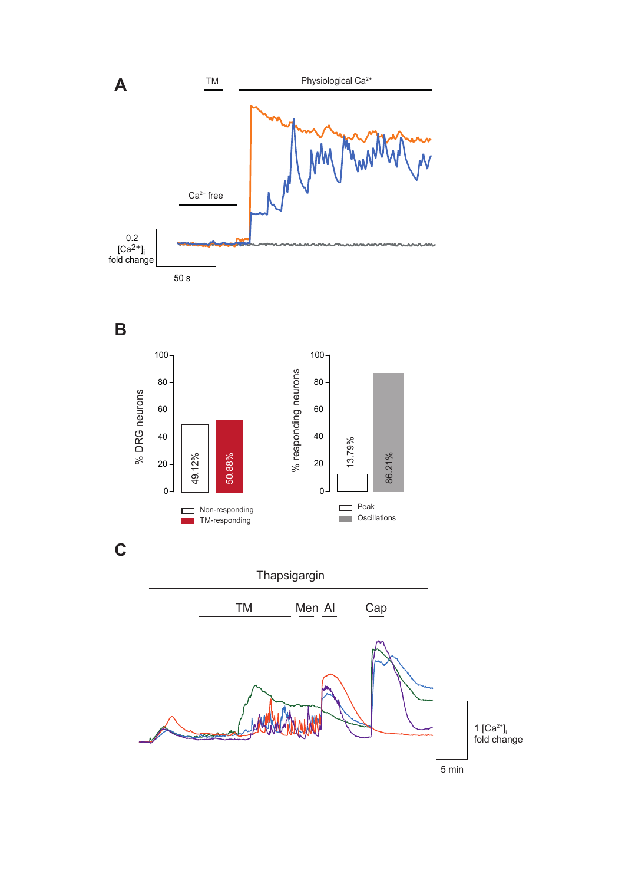**A**

TM

Physiological $Ca^{2+}$

$Ca^{2+}$ free

0.2 $[Ca^{2+}]_i$ fold change

50 s

**B**

% DRG neurons

100, 80, 60, 40, 20, 0

49.12%

50.88%

Non-responding

TM-responding

% responding neurons

100, 80, 60, 40, 20, 0

13.79%

86.21%

Peak

Oscillations

**C**

Thapsigargin

TM Men AI Cap

1 $[Ca^{2+}]_i$ fold change

5 min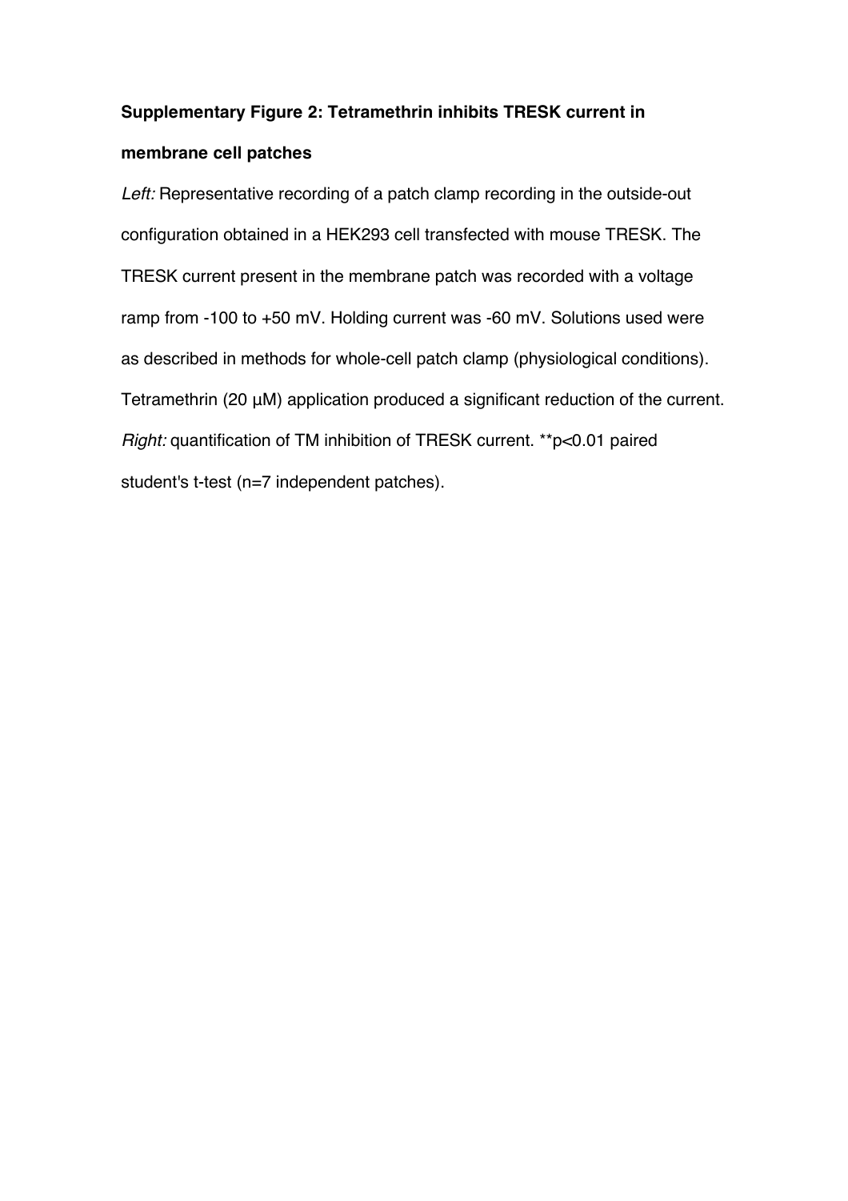**Supplementary Figure 2: Tetramethrin inhibits TRESK current in membrane cell patches**

*Left:* Representative recording of a patch clamp recording in the outside-out configuration obtained in a HEK293 cell transfected with mouse TRESK. The TRESK current present in the membrane patch was recorded with a voltage ramp from -100 to +50 mV. Holding current was -60 mV. Solutions used were as described in methods for whole-cell patch clamp (physiological conditions). Tetramethrin (20 µM) application produced a significant reduction of the current. *Right:* quantification of TM inhibition of TRESK current. ** $p<0.01$ paired student's t-test (n=7 independent patches).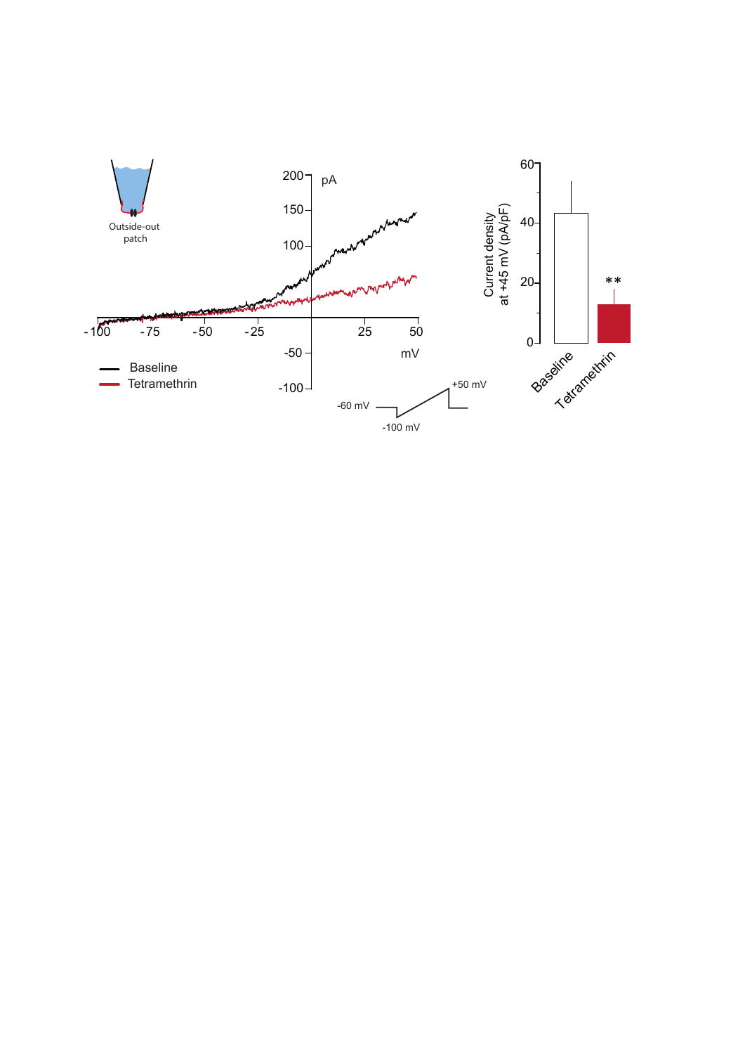Outside-out patch

200 pA

150

100

-100 -75 -50 -25 25 50

-50 mV

-100

Baseline

Tetramethrin

-60 mV

+50 mV

-100 mV

Current density at +45 mV (pA/pF)

60

40

20

0

**

Baseline

Tetramethrin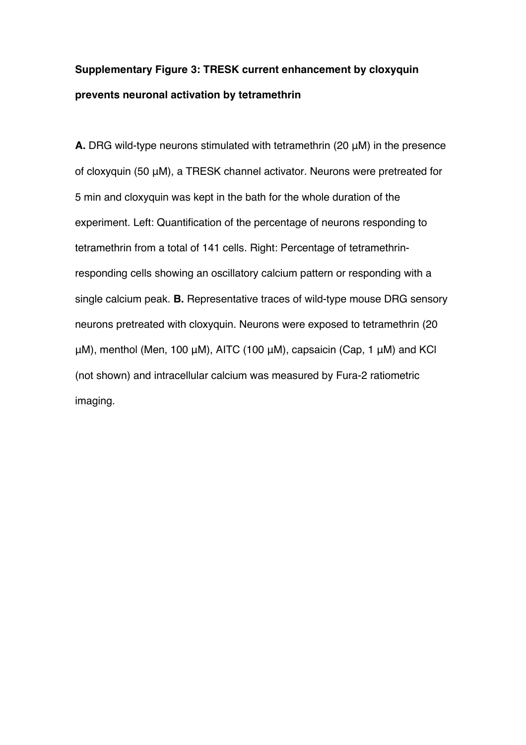**Supplementary Figure 3: TRESK current enhancement by cloxyquin prevents neuronal activation by tetramethrin**

**A.** DRG wild-type neurons stimulated with tetramethrin (20 µM) in the presence of cloxyquin (50 µM), a TRESK channel activator. Neurons were pretreated for 5 min and cloxyquin was kept in the bath for the whole duration of the experiment. Left: Quantification of the percentage of neurons responding to tetramethrin from a total of 141 cells. Right: Percentage of tetramethrin-responding cells showing an oscillatory calcium pattern or responding with a single calcium peak. **B.** Representative traces of wild-type mouse DRG sensory neurons pretreated with cloxyquin. Neurons were exposed to tetramethrin (20 µM), menthol (Men, 100 µM), AITC (100 µM), capsaicin (Cap, 1 µM) and KCl (not shown) and intracellular calcium was measured by Fura-2 ratiometric imaging.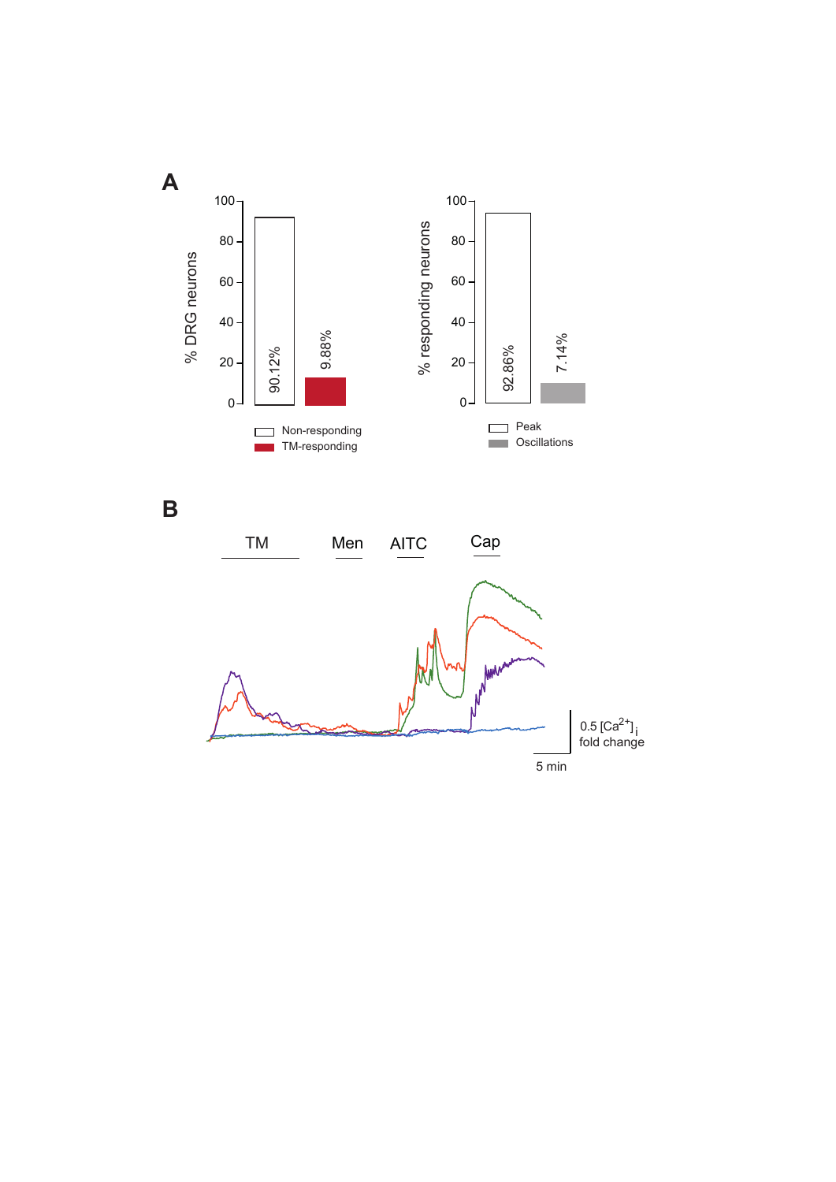A

% DRG neurons

100
80
60
40
20
0

90.12%
9.88%

Non-responding
TM-responding

% responding neurons

100
80
60
40
20
0

92.86%
7.14%

Peak
Oscillations

B

TM
Men
AITC
Cap

0.5 $[Ca^{2+}]_i$ fold change

5 min